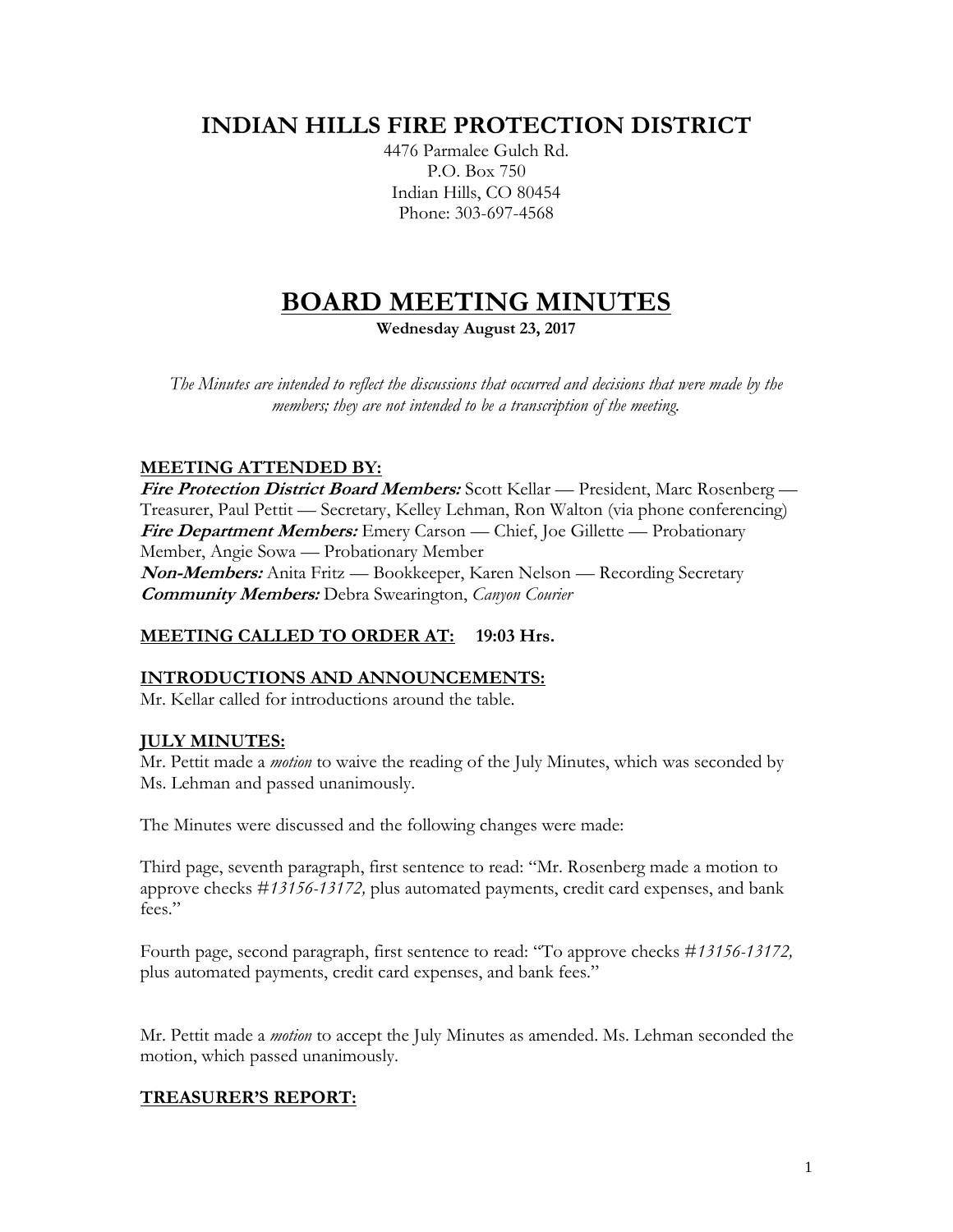# INDIAN HILLS FIRE PROTECTION DISTRICT

4476 Parmalee Gulch Rd.
P.O. Box 750
Indian Hills, CO 80454
Phone: 303-697-4568

# BOARD MEETING MINUTES

**Wednesday August 23, 2017**

*The Minutes are intended to reflect the discussions that occurred and decisions that were made by the members; they are not intended to be a transcription of the meeting.*

## MEETING ATTENDED BY:

***Fire Protection District Board Members:*** Scott Kellar — President, Marc Rosenberg — Treasurer, Paul Pettit — Secretary, Kelley Lehman, Ron Walton (via phone conferencing)
***Fire Department Members:*** Emery Carson — Chief, Joe Gillette — Probationary Member, Angie Sowa — Probationary Member
***Non-Members:*** Anita Fritz — Bookkeeper, Karen Nelson — Recording Secretary
***Community Members:*** Debra Swearington, *Canyon Courier*

## MEETING CALLED TO ORDER AT: 19:03 Hrs.

## INTRODUCTIONS AND ANNOUNCEMENTS:

Mr. Kellar called for introductions around the table.

## JULY MINUTES:

Mr. Pettit made a *motion* to waive the reading of the July Minutes, which was seconded by Ms. Lehman and passed unanimously.

The Minutes were discussed and the following changes were made:

Third page, seventh paragraph, first sentence to read: "Mr. Rosenberg made a motion to approve checks #*13156-13172,* plus automated payments, credit card expenses, and bank fees."

Fourth page, second paragraph, first sentence to read: "To approve checks #*13156-13172,* plus automated payments, credit card expenses, and bank fees."

Mr. Pettit made a *motion* to accept the July Minutes as amended. Ms. Lehman seconded the motion, which passed unanimously.

## TREASURER'S REPORT: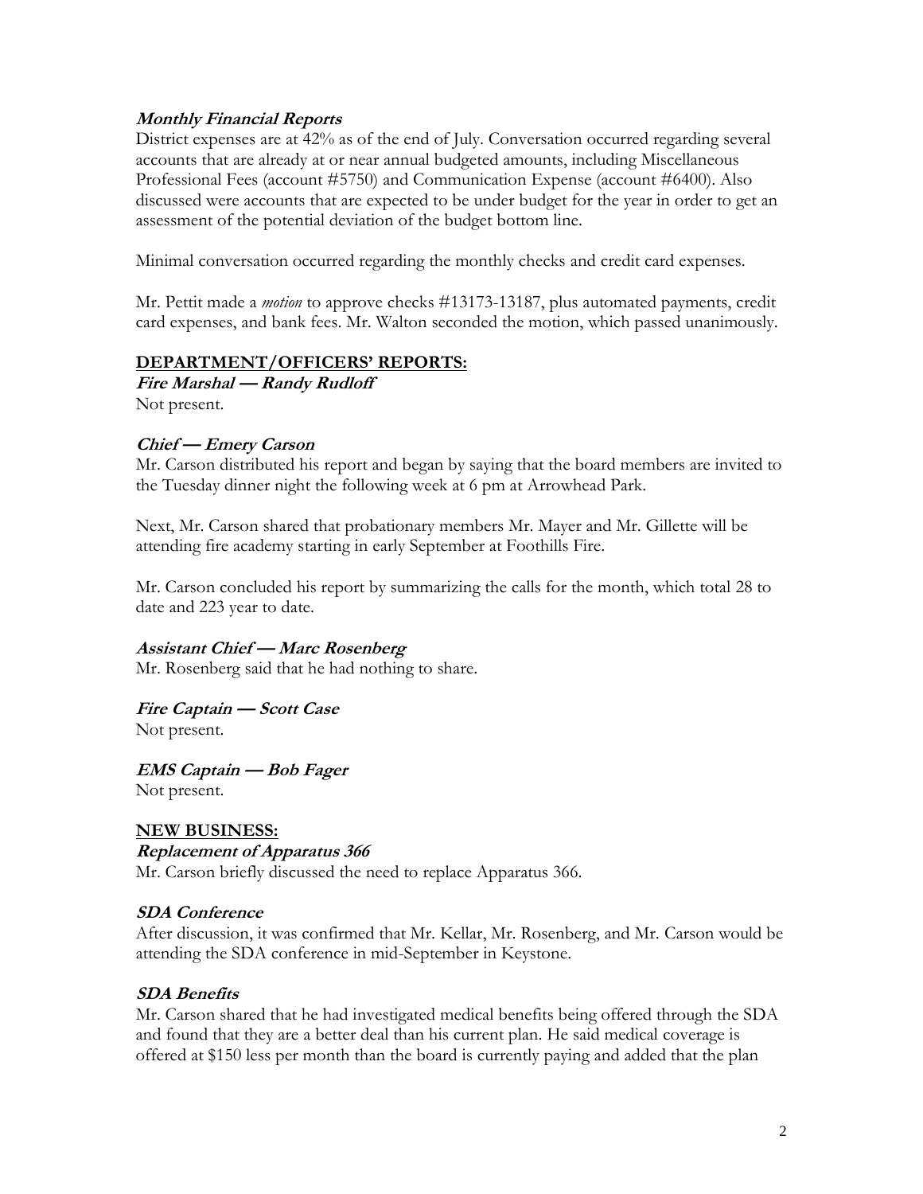***Monthly Financial Reports***

District expenses are at 42% as of the end of July. Conversation occurred regarding several accounts that are already at or near annual budgeted amounts, including Miscellaneous Professional Fees (account #5750) and Communication Expense (account #6400). Also discussed were accounts that are expected to be under budget for the year in order to get an assessment of the potential deviation of the budget bottom line.

Minimal conversation occurred regarding the monthly checks and credit card expenses.

Mr. Pettit made a *motion* to approve checks #13173-13187, plus automated payments, credit card expenses, and bank fees. Mr. Walton seconded the motion, which passed unanimously.

## DEPARTMENT/OFFICERS' REPORTS:

***Fire Marshal — Randy Rudloff***

Not present.

***Chief — Emery Carson***

Mr. Carson distributed his report and began by saying that the board members are invited to the Tuesday dinner night the following week at 6 pm at Arrowhead Park.

Next, Mr. Carson shared that probationary members Mr. Mayer and Mr. Gillette will be attending fire academy starting in early September at Foothills Fire.

Mr. Carson concluded his report by summarizing the calls for the month, which total 28 to date and 223 year to date.

***Assistant Chief — Marc Rosenberg***

Mr. Rosenberg said that he had nothing to share.

***Fire Captain — Scott Case***

Not present.

***EMS Captain — Bob Fager***

Not present.

## NEW BUSINESS:

***Replacement of Apparatus 366***

Mr. Carson briefly discussed the need to replace Apparatus 366.

***SDA Conference***

After discussion, it was confirmed that Mr. Kellar, Mr. Rosenberg, and Mr. Carson would be attending the SDA conference in mid-September in Keystone.

***SDA Benefits***

Mr. Carson shared that he had investigated medical benefits being offered through the SDA and found that they are a better deal than his current plan. He said medical coverage is offered at $150 less per month than the board is currently paying and added that the plan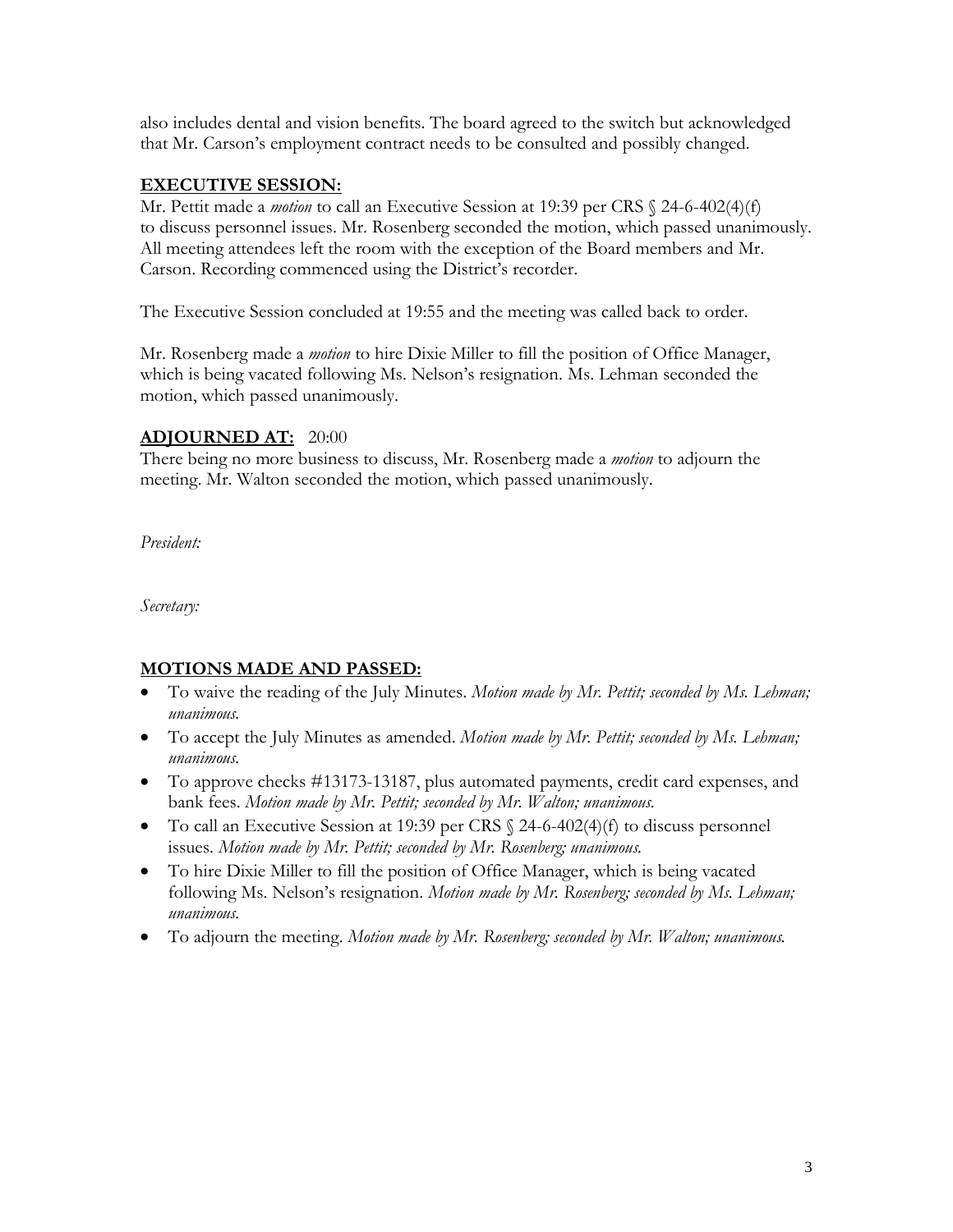also includes dental and vision benefits. The board agreed to the switch but acknowledged that Mr. Carson's employment contract needs to be consulted and possibly changed.

## EXECUTIVE SESSION:

Mr. Pettit made a *motion* to call an Executive Session at 19:39 per CRS § 24-6-402(4)(f) to discuss personnel issues. Mr. Rosenberg seconded the motion, which passed unanimously. All meeting attendees left the room with the exception of the Board members and Mr. Carson. Recording commenced using the District's recorder.

The Executive Session concluded at 19:55 and the meeting was called back to order.

Mr. Rosenberg made a *motion* to hire Dixie Miller to fill the position of Office Manager, which is being vacated following Ms. Nelson's resignation. Ms. Lehman seconded the motion, which passed unanimously.

## ADJOURNED AT: 20:00

There being no more business to discuss, Mr. Rosenberg made a *motion* to adjourn the meeting. Mr. Walton seconded the motion, which passed unanimously.

*President:*

*Secretary:*

## MOTIONS MADE AND PASSED:

- To waive the reading of the July Minutes. *Motion made by Mr. Pettit; seconded by Ms. Lehman; unanimous.*
- To accept the July Minutes as amended. *Motion made by Mr. Pettit; seconded by Ms. Lehman; unanimous.*
- To approve checks #13173-13187, plus automated payments, credit card expenses, and bank fees. *Motion made by Mr. Pettit; seconded by Mr. Walton; unanimous.*
- To call an Executive Session at 19:39 per CRS § 24-6-402(4)(f) to discuss personnel issues. *Motion made by Mr. Pettit; seconded by Mr. Rosenberg; unanimous.*
- To hire Dixie Miller to fill the position of Office Manager, which is being vacated following Ms. Nelson's resignation. *Motion made by Mr. Rosenberg; seconded by Ms. Lehman; unanimous.*
- To adjourn the meeting. *Motion made by Mr. Rosenberg; seconded by Mr. Walton; unanimous.*